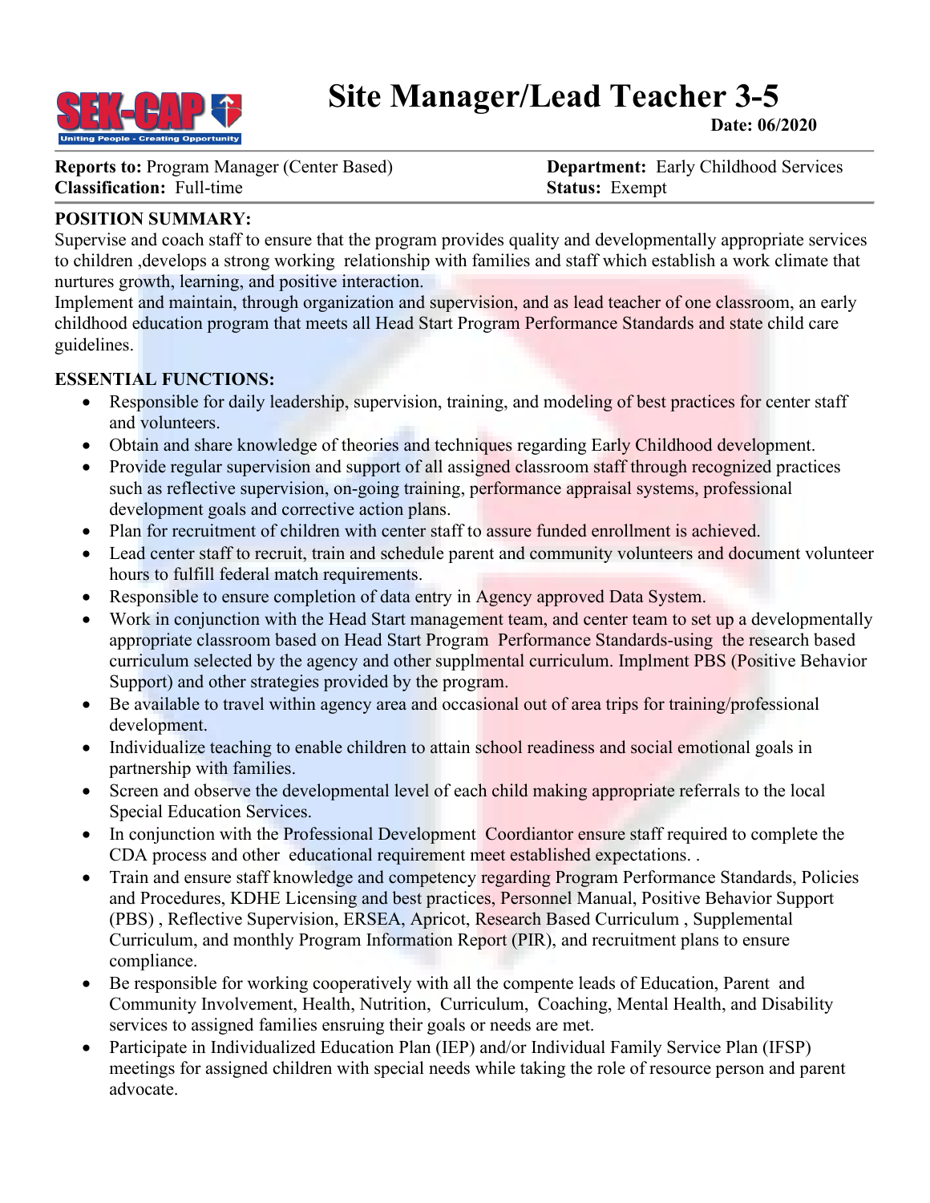# Site Manager/Lead Teacher 3-5

**Date: 06/2020**

**Reports to:** Program Manager (Center Based)
**Classification:** Full-time

**Department:** Early Childhood Services
**Status:** Exempt

**POSITION SUMMARY:**
Supervise and coach staff to ensure that the program provides quality and developmentally appropriate services to children ,develops a strong working relationship with families and staff which establish a work climate that nurtures growth, learning, and positive interaction.
Implement and maintain, through organization and supervision, and as lead teacher of one classroom, an early childhood education program that meets all Head Start Program Performance Standards and state child care guidelines.

**ESSENTIAL FUNCTIONS:**

- Responsible for daily leadership, supervision, training, and modeling of best practices for center staff and volunteers.
- Obtain and share knowledge of theories and techniques regarding Early Childhood development.
- Provide regular supervision and support of all assigned classroom staff through recognized practices such as reflective supervision, on-going training, performance appraisal systems, professional development goals and corrective action plans.
- Plan for recruitment of children with center staff to assure funded enrollment is achieved.
- Lead center staff to recruit, train and schedule parent and community volunteers and document volunteer hours to fulfill federal match requirements.
- Responsible to ensure completion of data entry in Agency approved Data System.
- Work in conjunction with the Head Start management team, and center team to set up a developmentally appropriate classroom based on Head Start Program Performance Standards-using the research based curriculum selected by the agency and other supplmental curriculum. Implment PBS (Positive Behavior Support) and other strategies provided by the program.
- Be available to travel within agency area and occasional out of area trips for training/professional development.
- Individualize teaching to enable children to attain school readiness and social emotional goals in partnership with families.
- Screen and observe the developmental level of each child making appropriate referrals to the local Special Education Services.
- In conjunction with the Professional Development Coordiantor ensure staff required to complete the CDA process and other educational requirement meet established expectations. .
- Train and ensure staff knowledge and competency regarding Program Performance Standards, Policies and Procedures, KDHE Licensing and best practices, Personnel Manual, Positive Behavior Support (PBS) , Reflective Supervision, ERSEA, Apricot, Research Based Curriculum , Supplemental Curriculum, and monthly Program Information Report (PIR), and recruitment plans to ensure compliance.
- Be responsible for working cooperatively with all the compente leads of Education, Parent and Community Involvement, Health, Nutrition, Curriculum, Coaching, Mental Health, and Disability services to assigned families ensruing their goals or needs are met.
- Participate in Individualized Education Plan (IEP) and/or Individual Family Service Plan (IFSP) meetings for assigned children with special needs while taking the role of resource person and parent advocate.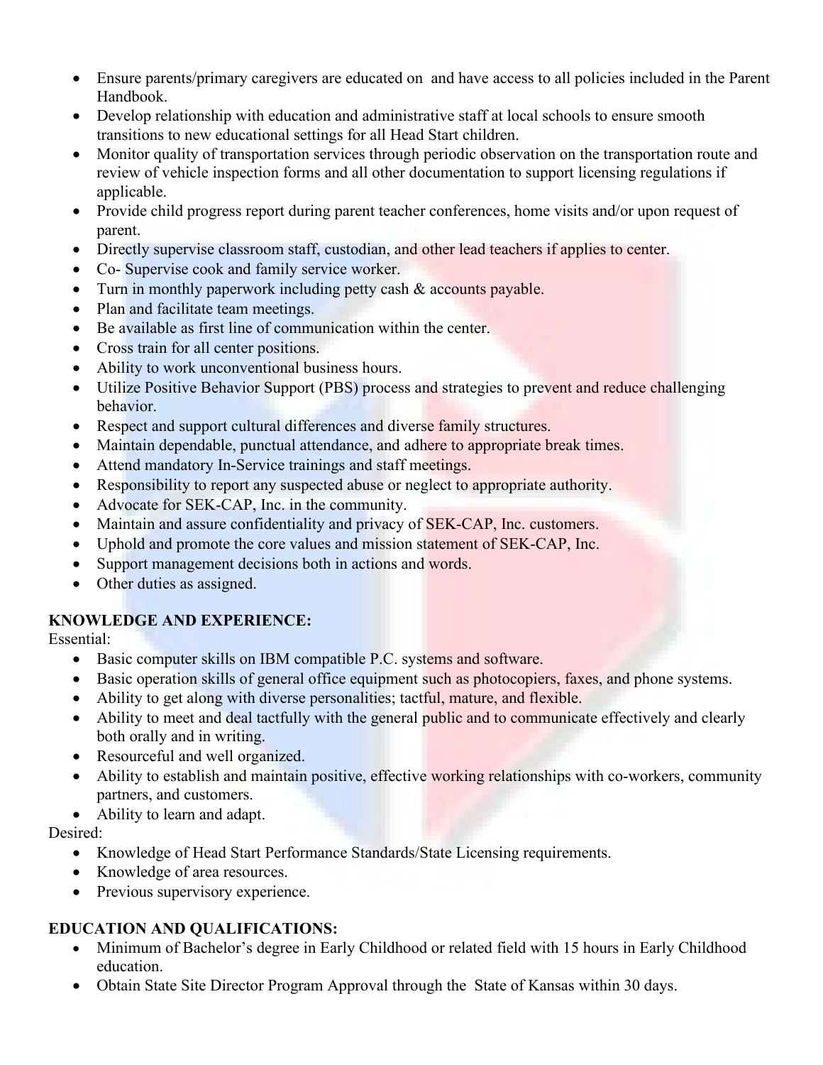- Ensure parents/primary caregivers are educated on and have access to all policies included in the Parent Handbook.
- Develop relationship with education and administrative staff at local schools to ensure smooth transitions to new educational settings for all Head Start children.
- Monitor quality of transportation services through periodic observation on the transportation route and review of vehicle inspection forms and all other documentation to support licensing regulations if applicable.
- Provide child progress report during parent teacher conferences, home visits and/or upon request of parent.
- Directly supervise classroom staff, custodian, and other lead teachers if applies to center.
- Co- Supervise cook and family service worker.
- Turn in monthly paperwork including petty cash & accounts payable.
- Plan and facilitate team meetings.
- Be available as first line of communication within the center.
- Cross train for all center positions.
- Ability to work unconventional business hours.
- Utilize Positive Behavior Support (PBS) process and strategies to prevent and reduce challenging behavior.
- Respect and support cultural differences and diverse family structures.
- Maintain dependable, punctual attendance, and adhere to appropriate break times.
- Attend mandatory In-Service trainings and staff meetings.
- Responsibility to report any suspected abuse or neglect to appropriate authority.
- Advocate for SEK-CAP, Inc. in the community.
- Maintain and assure confidentiality and privacy of SEK-CAP, Inc. customers.
- Uphold and promote the core values and mission statement of SEK-CAP, Inc.
- Support management decisions both in actions and words.
- Other duties as assigned.

**KNOWLEDGE AND EXPERIENCE:**

Essential:

- Basic computer skills on IBM compatible P.C. systems and software.
- Basic operation skills of general office equipment such as photocopiers, faxes, and phone systems.
- Ability to get along with diverse personalities; tactful, mature, and flexible.
- Ability to meet and deal tactfully with the general public and to communicate effectively and clearly both orally and in writing.
- Resourceful and well organized.
- Ability to establish and maintain positive, effective working relationships with co-workers, community partners, and customers.
- Ability to learn and adapt.

Desired:

- Knowledge of Head Start Performance Standards/State Licensing requirements.
- Knowledge of area resources.
- Previous supervisory experience.

**EDUCATION AND QUALIFICATIONS:**

- Minimum of Bachelor's degree in Early Childhood or related field with 15 hours in Early Childhood education.
- Obtain State Site Director Program Approval through the State of Kansas within 30 days.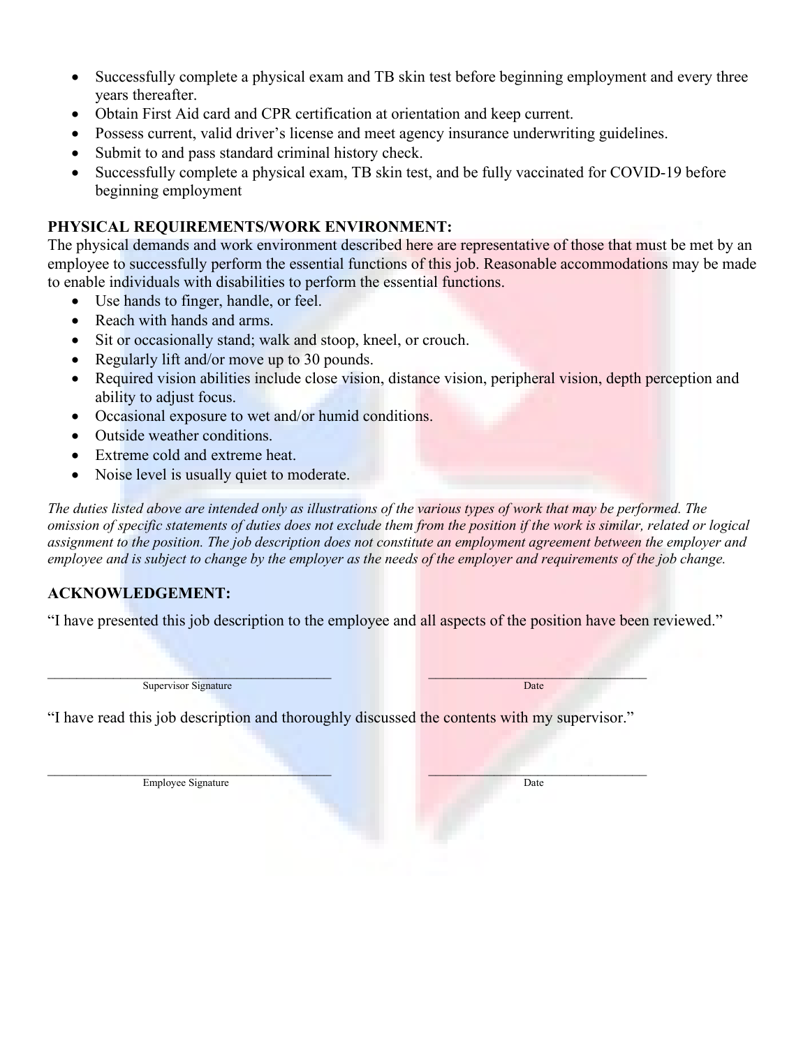- Successfully complete a physical exam and TB skin test before beginning employment and every three years thereafter.
- Obtain First Aid card and CPR certification at orientation and keep current.
- Possess current, valid driver's license and meet agency insurance underwriting guidelines.
- Submit to and pass standard criminal history check.
- Successfully complete a physical exam, TB skin test, and be fully vaccinated for COVID-19 before beginning employment

**PHYSICAL REQUIREMENTS/WORK ENVIRONMENT:**

The physical demands and work environment described here are representative of those that must be met by an employee to successfully perform the essential functions of this job. Reasonable accommodations may be made to enable individuals with disabilities to perform the essential functions.

- Use hands to finger, handle, or feel.
- Reach with hands and arms.
- Sit or occasionally stand; walk and stoop, kneel, or crouch.
- Regularly lift and/or move up to 30 pounds.
- Required vision abilities include close vision, distance vision, peripheral vision, depth perception and ability to adjust focus.
- Occasional exposure to wet and/or humid conditions.
- Outside weather conditions.
- Extreme cold and extreme heat.
- Noise level is usually quiet to moderate.

*The duties listed above are intended only as illustrations of the various types of work that may be performed. The omission of specific statements of duties does not exclude them from the position if the work is similar, related or logical assignment to the position. The job description does not constitute an employment agreement between the employer and employee and is subject to change by the employer as the needs of the employer and requirements of the job change.*

**ACKNOWLEDGEMENT:**

"I have presented this job description to the employee and all aspects of the position have been reviewed."

\_\_\_\_\_\_\_\_\_\_\_\_\_\_\_\_\_\_\_\_\_\_\_\_\_\_\_\_\_\_\_\_\_\_\_\_\_\_\_\_ Supervisor Signature

\_\_\_\_\_\_\_\_\_\_\_\_\_\_\_\_\_\_\_\_\_\_\_\_\_\_\_\_\_\_\_ Date

"I have read this job description and thoroughly discussed the contents with my supervisor."

\_\_\_\_\_\_\_\_\_\_\_\_\_\_\_\_\_\_\_\_\_\_\_\_\_\_\_\_\_\_\_\_\_\_\_\_\_\_\_\_ Employee Signature

\_\_\_\_\_\_\_\_\_\_\_\_\_\_\_\_\_\_\_\_\_\_\_\_\_\_\_\_\_\_\_ Date